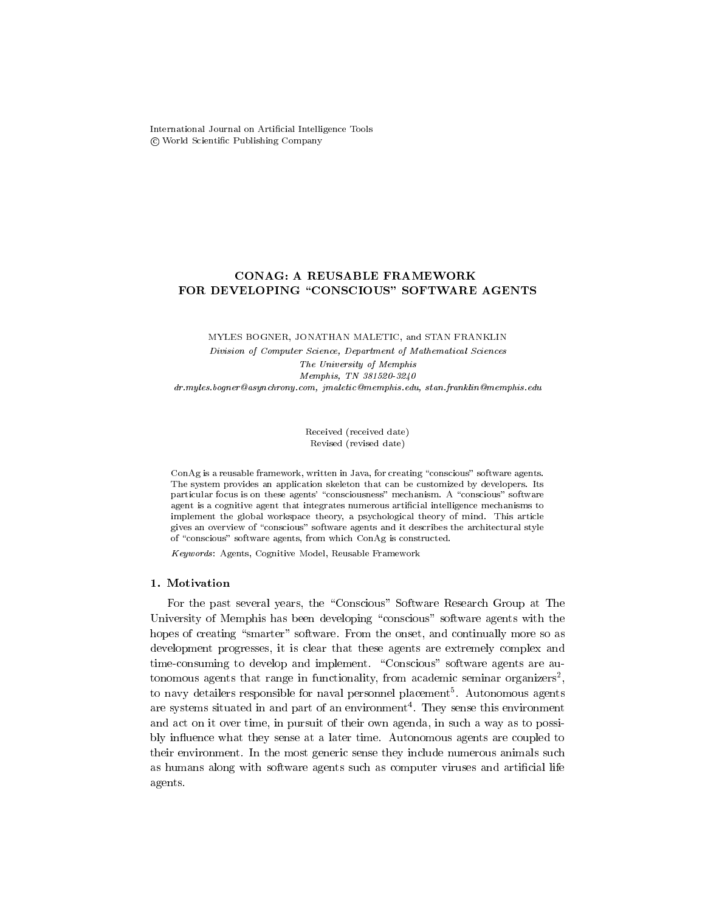International Journal on Artificial Intelligence Tools
© World Scientific Publishing Company

# CONAG: A REUSABLE FRAMEWORK FOR DEVELOPING "CONSCIOUS" SOFTWARE AGENTS

MYLES BOGNER, JONATHAN MALETIC, and STAN FRANKLIN

*Division of Computer Science, Department of Mathematical Sciences*
*The University of Memphis*
*Memphis, TN 381520-3240*
*dr.myles.bogner@asynchrony.com, jmaletic@memphis.edu, stan.franklin@memphis.edu*

Received (received date)
Revised (revised date)

ConAg is a reusable framework, written in Java, for creating "conscious" software agents. The system provides an application skeleton that can be customized by developers. Its particular focus is on these agents' "consciousness" mechanism. A "conscious" software agent is a cognitive agent that integrates numerous artificial intelligence mechanisms to implement the global workspace theory, a psychological theory of mind. This article gives an overview of "conscious" software agents and it describes the architectural style of "conscious" software agents, from which ConAg is constructed.

*Keywords*: Agents, Cognitive Model, Reusable Framework

## 1. Motivation

For the past several years, the "Conscious" Software Research Group at The University of Memphis has been developing "conscious" software agents with the hopes of creating "smarter" software. From the onset, and continually more so as development progresses, it is clear that these agents are extremely complex and time-consuming to develop and implement. "Conscious" software agents are autonomous agents that range in functionality, from academic seminar organizers[2], to navy detailers responsible for naval personnel placement[5]. Autonomous agents are systems situated in and part of an environment[4]. They sense this environment and act on it over time, in pursuit of their own agenda, in such a way as to possibly influence what they sense at a later time. Autonomous agents are coupled to their environment. In the most generic sense they include numerous animals such as humans along with software agents such as computer viruses and artificial life agents.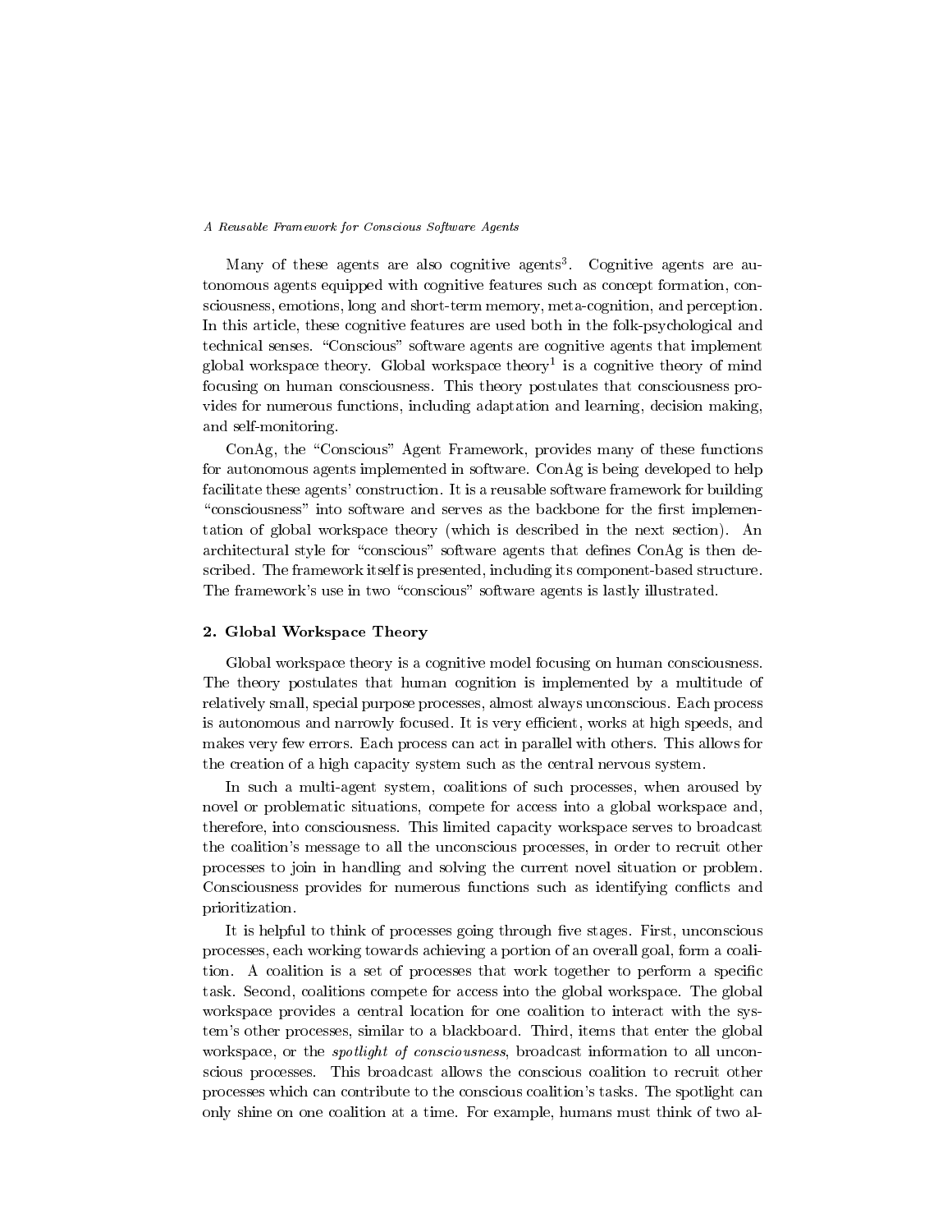Many of these agents are also cognitive agents[3]. Cognitive agents are autonomous agents equipped with cognitive features such as concept formation, consciousness, emotions, long and short-term memory, meta-cognition, and perception. In this article, these cognitive features are used both in the folk-psychological and technical senses. "Conscious" software agents are cognitive agents that implement global workspace theory. Global workspace theory[1] is a cognitive theory of mind focusing on human consciousness. This theory postulates that consciousness provides for numerous functions, including adaptation and learning, decision making, and self-monitoring.

ConAg, the "Conscious" Agent Framework, provides many of these functions for autonomous agents implemented in software. ConAg is being developed to help facilitate these agents' construction. It is a reusable software framework for building "consciousness" into software and serves as the backbone for the first implementation of global workspace theory (which is described in the next section). An architectural style for "conscious" software agents that defines ConAg is then described. The framework itself is presented, including its component-based structure. The framework's use in two "conscious" software agents is lastly illustrated.

## 2. Global Workspace Theory

Global workspace theory is a cognitive model focusing on human consciousness. The theory postulates that human cognition is implemented by a multitude of relatively small, special purpose processes, almost always unconscious. Each process is autonomous and narrowly focused. It is very efficient, works at high speeds, and makes very few errors. Each process can act in parallel with others. This allows for the creation of a high capacity system such as the central nervous system.

In such a multi-agent system, coalitions of such processes, when aroused by novel or problematic situations, compete for access into a global workspace and, therefore, into consciousness. This limited capacity workspace serves to broadcast the coalition's message to all the unconscious processes, in order to recruit other processes to join in handling and solving the current novel situation or problem. Consciousness provides for numerous functions such as identifying conflicts and prioritization.

It is helpful to think of processes going through five stages. First, unconscious processes, each working towards achieving a portion of an overall goal, form a coalition. A coalition is a set of processes that work together to perform a specific task. Second, coalitions compete for access into the global workspace. The global workspace provides a central location for one coalition to interact with the system's other processes, similar to a blackboard. Third, items that enter the global workspace, or the *spotlight of consciousness*, broadcast information to all unconscious processes. This broadcast allows the conscious coalition to recruit other processes which can contribute to the conscious coalition's tasks. The spotlight can only shine on one coalition at a time. For example, humans must think of two al-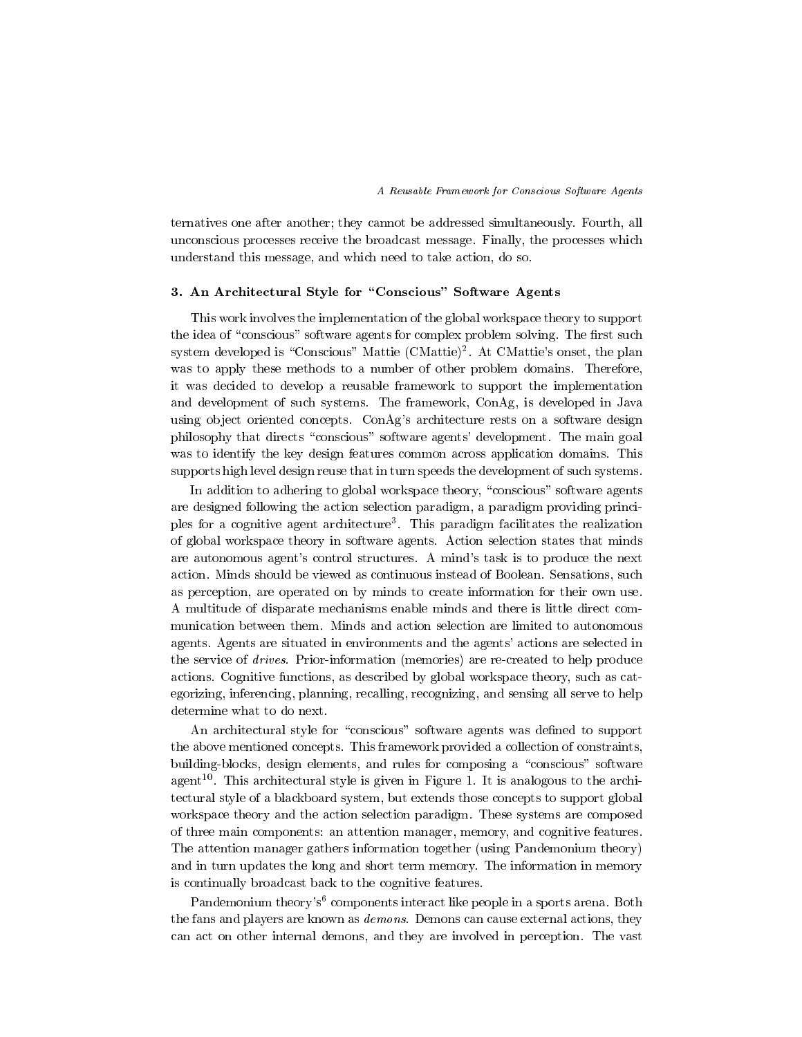ternatives one after another; they cannot be addressed simultaneously. Fourth, all unconscious processes receive the broadcast message. Finally, the processes which understand this message, and which need to take action, do so.

### 3. An Architectural Style for "Conscious" Software Agents

This work involves the implementation of the global workspace theory to support the idea of "conscious" software agents for complex problem solving. The first such system developed is "Conscious" Mattie (CMattie)[2]. At CMattie's onset, the plan was to apply these methods to a number of other problem domains. Therefore, it was decided to develop a reusable framework to support the implementation and development of such systems. The framework, ConAg, is developed in Java using object oriented concepts. ConAg's architecture rests on a software design philosophy that directs "conscious" software agents' development. The main goal was to identify the key design features common across application domains. This supports high level design reuse that in turn speeds the development of such systems.

In addition to adhering to global workspace theory, "conscious" software agents are designed following the action selection paradigm, a paradigm providing principles for a cognitive agent architecture[3]. This paradigm facilitates the realization of global workspace theory in software agents. Action selection states that minds are autonomous agent's control structures. A mind's task is to produce the next action. Minds should be viewed as continuous instead of Boolean. Sensations, such as perception, are operated on by minds to create information for their own use. A multitude of disparate mechanisms enable minds and there is little direct communication between them. Minds and action selection are limited to autonomous agents. Agents are situated in environments and the agents' actions are selected in the service of *drives*. Prior-information (memories) are re-created to help produce actions. Cognitive functions, as described by global workspace theory, such as categorizing, inferencing, planning, recalling, recognizing, and sensing all serve to help determine what to do next.

An architectural style for "conscious" software agents was defined to support the above mentioned concepts. This framework provided a collection of constraints, building-blocks, design elements, and rules for composing a "conscious" software agent[10]. This architectural style is given in Figure 1. It is analogous to the architectural style of a blackboard system, but extends those concepts to support global workspace theory and the action selection paradigm. These systems are composed of three main components: an attention manager, memory, and cognitive features. The attention manager gathers information together (using Pandemonium theory) and in turn updates the long and short term memory. The information in memory is continually broadcast back to the cognitive features.

Pandemonium theory's[6] components interact like people in a sports arena. Both the fans and players are known as *demons*. Demons can cause external actions, they can act on other internal demons, and they are involved in perception. The vast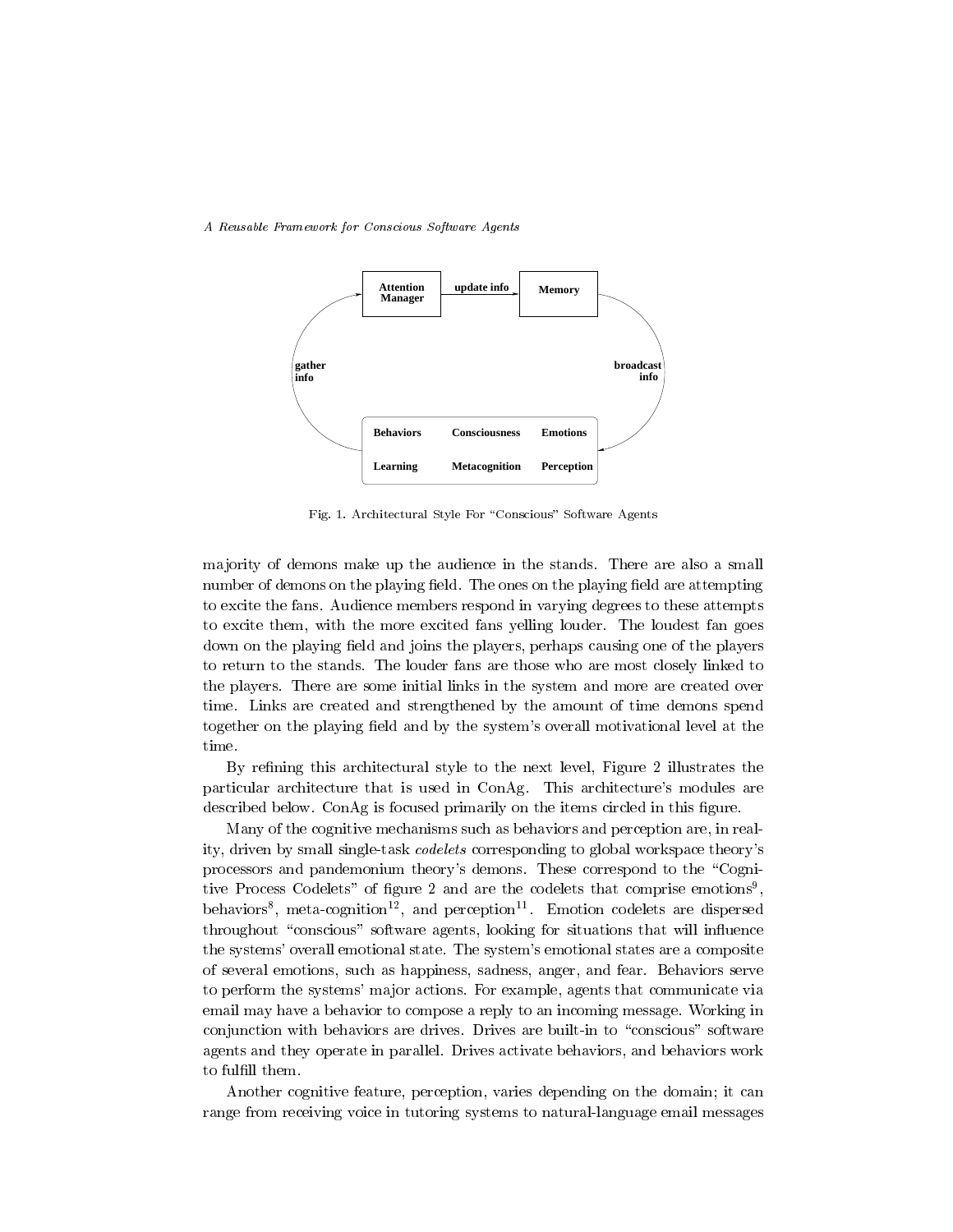Fig. 1. Architectural Style For "Conscious" Software Agents

majority of demons make up the audience in the stands. There are also a small number of demons on the playing field. The ones on the playing field are attempting to excite the fans. Audience members respond in varying degrees to these attempts to excite them, with the more excited fans yelling louder. The loudest fan goes down on the playing field and joins the players, perhaps causing one of the players to return to the stands. The louder fans are those who are most closely linked to the players. There are some initial links in the system and more are created over time. Links are created and strengthened by the amount of time demons spend together on the playing field and by the system's overall motivational level at the time.

By refining this architectural style to the next level, Figure 2 illustrates the particular architecture that is used in ConAg. This architecture's modules are described below. ConAg is focused primarily on the items circled in this figure.

Many of the cognitive mechanisms such as behaviors and perception are, in reality, driven by small single-task *codelets* corresponding to global workspace theory's processors and pandemonium theory's demons. These correspond to the "Cognitive Process Codelets" of figure 2 and are the codelets that comprise emotions[9], behaviors[8], meta-cognition[12], and perception[11]. Emotion codelets are dispersed throughout "conscious" software agents, looking for situations that will influence the systems' overall emotional state. The system's emotional states are a composite of several emotions, such as happiness, sadness, anger, and fear. Behaviors serve to perform the systems' major actions. For example, agents that communicate via email may have a behavior to compose a reply to an incoming message. Working in conjunction with behaviors are drives. Drives are built-in to "conscious" software agents and they operate in parallel. Drives activate behaviors, and behaviors work to fulfill them.

Another cognitive feature, perception, varies depending on the domain; it can range from receiving voice in tutoring systems to natural-language email messages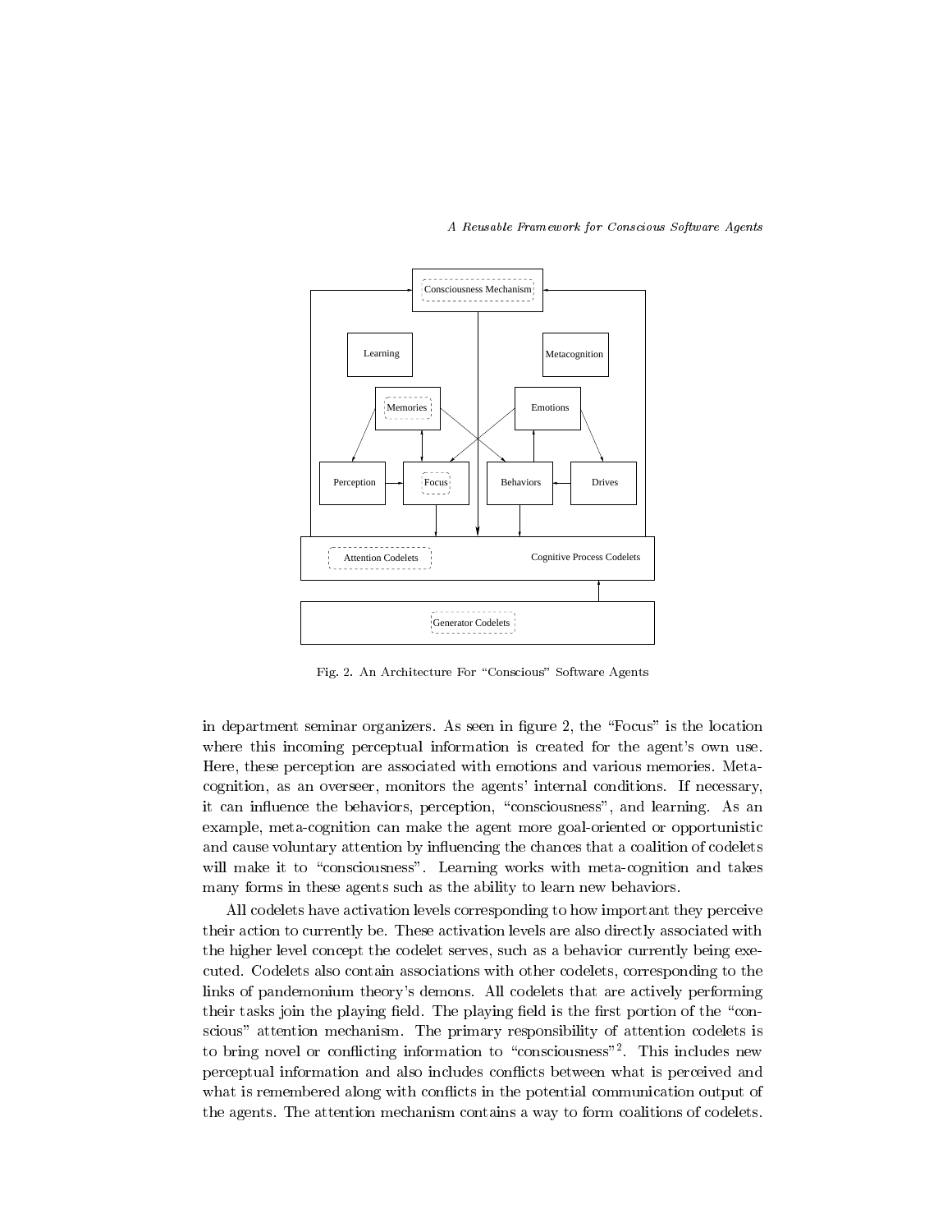Fig. 2. An Architecture For "Conscious" Software Agents

in department seminar organizers. As seen in figure 2, the "Focus" is the location where this incoming perceptual information is created for the agent's own use. Here, these perception are associated with emotions and various memories. Meta-cognition, as an overseer, monitors the agents' internal conditions. If necessary, it can influence the behaviors, perception, "consciousness", and learning. As an example, meta-cognition can make the agent more goal-oriented or opportunistic and cause voluntary attention by influencing the chances that a coalition of codelets will make it to "consciousness". Learning works with meta-cognition and takes many forms in these agents such as the ability to learn new behaviors.

All codelets have activation levels corresponding to how important they perceive their action to currently be. These activation levels are also directly associated with the higher level concept the codelet serves, such as a behavior currently being executed. Codelets also contain associations with other codelets, corresponding to the links of pandemonium theory's demons. All codelets that are actively performing their tasks join the playing field. The playing field is the first portion of the "conscious" attention mechanism. The primary responsibility of attention codelets is to bring novel or conflicting information to "consciousness"[2]. This includes new perceptual information and also includes conflicts between what is perceived and what is remembered along with conflicts in the potential communication output of the agents. The attention mechanism contains a way to form coalitions of codelets.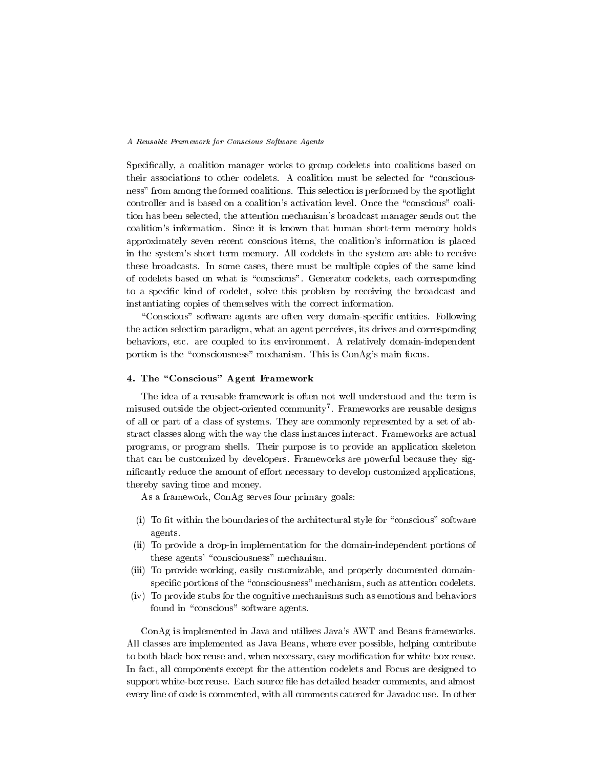Specifically, a coalition manager works to group codelets into coalitions based on their associations to other codelets. A coalition must be selected for "consciousness" from among the formed coalitions. This selection is performed by the spotlight controller and is based on a coalition's activation level. Once the "conscious" coalition has been selected, the attention mechanism's broadcast manager sends out the coalition's information. Since it is known that human short-term memory holds approximately seven recent conscious items, the coalition's information is placed in the system's short term memory. All codelets in the system are able to receive these broadcasts. In some cases, there must be multiple copies of the same kind of codelets based on what is "conscious". Generator codelets, each corresponding to a specific kind of codelet, solve this problem by receiving the broadcast and instantiating copies of themselves with the correct information.

"Conscious" software agents are often very domain-specific entities. Following the action selection paradigm, what an agent perceives, its drives and corresponding behaviors, etc. are coupled to its environment. A relatively domain-independent portion is the "consciousness" mechanism. This is ConAg's main focus.

## 4. The "Conscious" Agent Framework

The idea of a reusable framework is often not well understood and the term is misused outside the object-oriented community[7]. Frameworks are reusable designs of all or part of a class of systems. They are commonly represented by a set of abstract classes along with the way the class instances interact. Frameworks are actual programs, or program shells. Their purpose is to provide an application skeleton that can be customized by developers. Frameworks are powerful because they significantly reduce the amount of effort necessary to develop customized applications, thereby saving time and money.

As a framework, ConAg serves four primary goals:

(i) To fit within the boundaries of the architectural style for "conscious" software agents.
(ii) To provide a drop-in implementation for the domain-independent portions of these agents' "consciousness" mechanism.
(iii) To provide working, easily customizable, and properly documented domain-specific portions of the "consciousness" mechanism, such as attention codelets.
(iv) To provide stubs for the cognitive mechanisms such as emotions and behaviors found in "conscious" software agents.

ConAg is implemented in Java and utilizes Java's AWT and Beans frameworks. All classes are implemented as Java Beans, where ever possible, helping contribute to both black-box reuse and, when necessary, easy modification for white-box reuse. In fact, all components except for the attention codelets and Focus are designed to support white-box reuse. Each source file has detailed header comments, and almost every line of code is commented, with all comments catered for Javadoc use. In other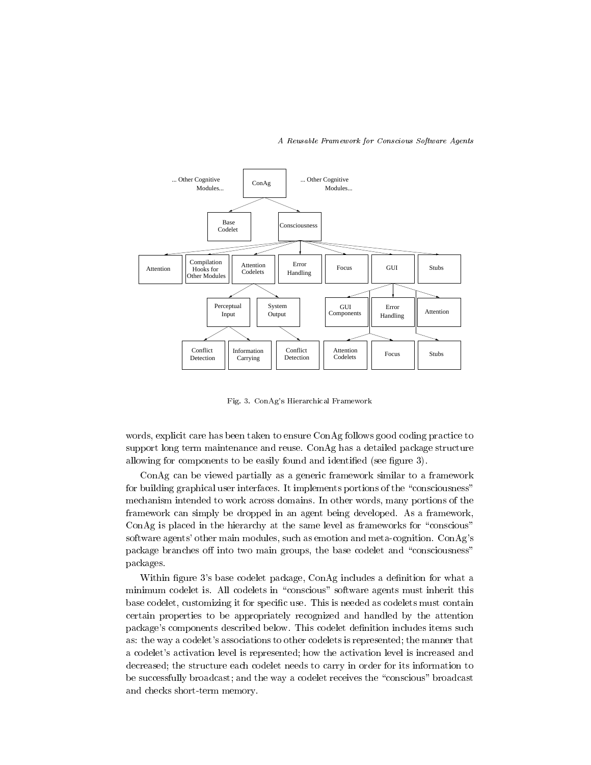Fig. 3. ConAg's Hierarchical Framework

words, explicit care has been taken to ensure ConAg follows good coding practice to support long term maintenance and reuse. ConAg has a detailed package structure allowing for components to be easily found and identified (see figure 3).

ConAg can be viewed partially as a generic framework similar to a framework for building graphical user interfaces. It implements portions of the "consciousness" mechanism intended to work across domains. In other words, many portions of the framework can simply be dropped in an agent being developed. As a framework, ConAg is placed in the hierarchy at the same level as frameworks for "conscious" software agents' other main modules, such as emotion and meta-cognition. ConAg's package branches off into two main groups, the base codelet and "consciousness" packages.

Within figure 3's base codelet package, ConAg includes a definition for what a minimum codelet is. All codelets in "conscious" software agents must inherit this base codelet, customizing it for specific use. This is needed as codelets must contain certain properties to be appropriately recognized and handled by the attention package's components described below. This codelet definition includes items such as: the way a codelet's associations to other codelets is represented; the manner that a codelet's activation level is represented; how the activation level is increased and decreased; the structure each codelet needs to carry in order for its information to be successfully broadcast; and the way a codelet receives the "conscious" broadcast and checks short-term memory.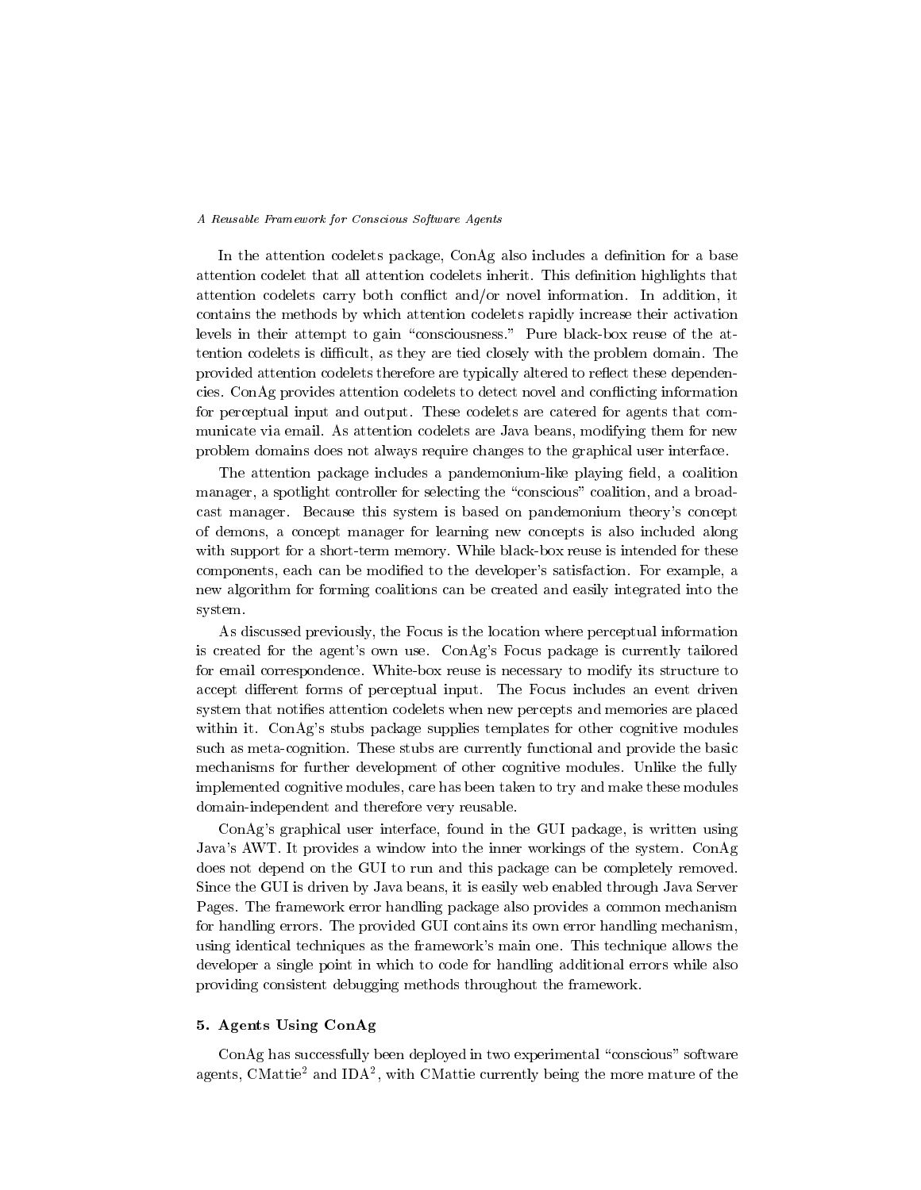In the attention codelets package, ConAg also includes a definition for a base attention codelet that all attention codelets inherit. This definition highlights that attention codelets carry both conflict and/or novel information. In addition, it contains the methods by which attention codelets rapidly increase their activation levels in their attempt to gain "consciousness." Pure black-box reuse of the attention codelets is difficult, as they are tied closely with the problem domain. The provided attention codelets therefore are typically altered to reflect these dependencies. ConAg provides attention codelets to detect novel and conflicting information for perceptual input and output. These codelets are catered for agents that communicate via email. As attention codelets are Java beans, modifying them for new problem domains does not always require changes to the graphical user interface.

The attention package includes a pandemonium-like playing field, a coalition manager, a spotlight controller for selecting the "conscious" coalition, and a broadcast manager. Because this system is based on pandemonium theory's concept of demons, a concept manager for learning new concepts is also included along with support for a short-term memory. While black-box reuse is intended for these components, each can be modified to the developer's satisfaction. For example, a new algorithm for forming coalitions can be created and easily integrated into the system.

As discussed previously, the Focus is the location where perceptual information is created for the agent's own use. ConAg's Focus package is currently tailored for email correspondence. White-box reuse is necessary to modify its structure to accept different forms of perceptual input. The Focus includes an event driven system that notifies attention codelets when new percepts and memories are placed within it. ConAg's stubs package supplies templates for other cognitive modules such as meta-cognition. These stubs are currently functional and provide the basic mechanisms for further development of other cognitive modules. Unlike the fully implemented cognitive modules, care has been taken to try and make these modules domain-independent and therefore very reusable.

ConAg's graphical user interface, found in the GUI package, is written using Java's AWT. It provides a window into the inner workings of the system. ConAg does not depend on the GUI to run and this package can be completely removed. Since the GUI is driven by Java beans, it is easily web enabled through Java Server Pages. The framework error handling package also provides a common mechanism for handling errors. The provided GUI contains its own error handling mechanism, using identical techniques as the framework's main one. This technique allows the developer a single point in which to code for handling additional errors while also providing consistent debugging methods throughout the framework.

## 5. Agents Using ConAg

ConAg has successfully been deployed in two experimental "conscious" software agents, CMattie[2] and IDA[2], with CMattie currently being the more mature of the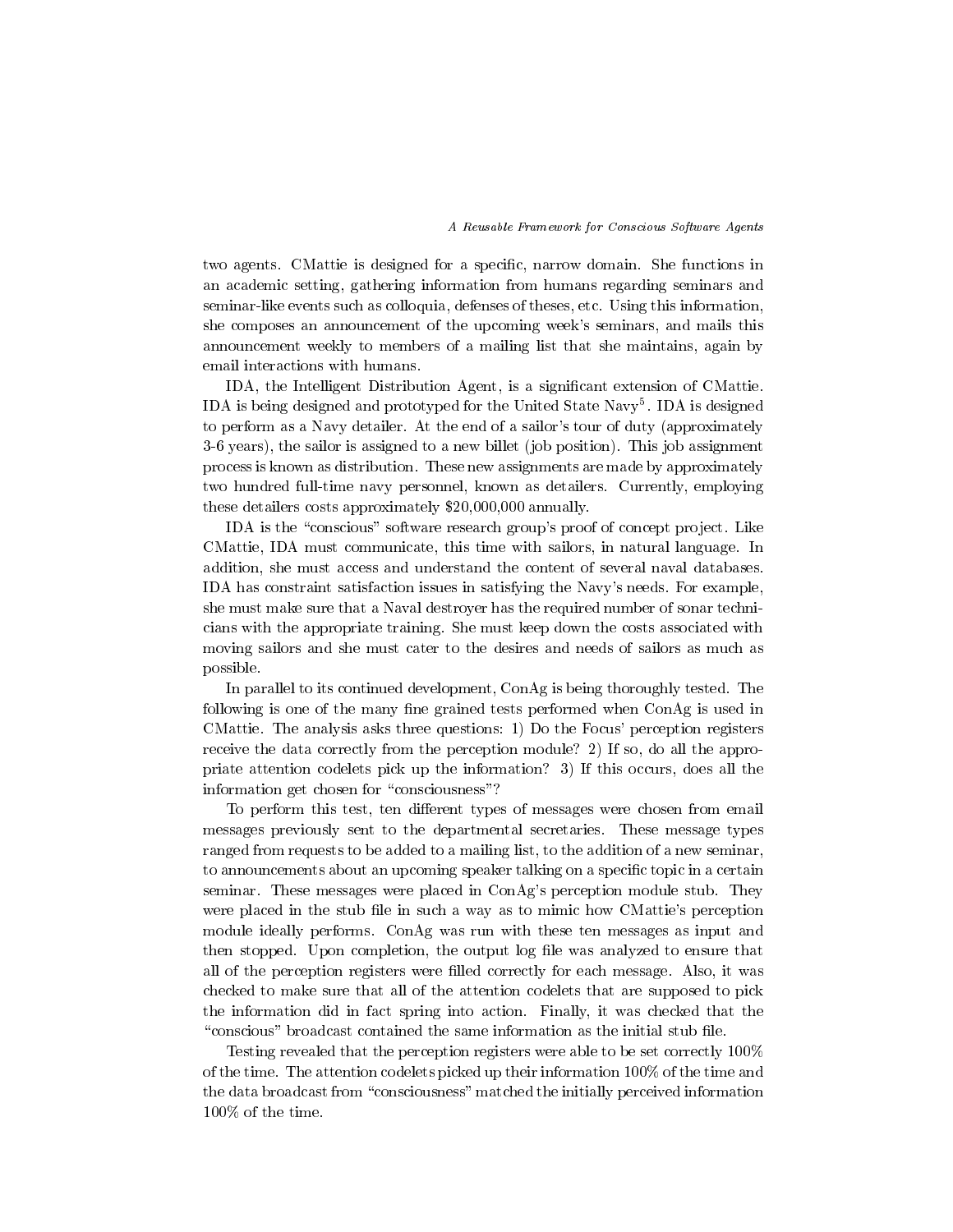two agents. CMattie is designed for a specific, narrow domain. She functions in an academic setting, gathering information from humans regarding seminars and seminar-like events such as colloquia, defenses of theses, etc. Using this information, she composes an announcement of the upcoming week's seminars, and mails this announcement weekly to members of a mailing list that she maintains, again by email interactions with humans.

IDA, the Intelligent Distribution Agent, is a significant extension of CMattie. IDA is being designed and prototyped for the United State Navy[5]. IDA is designed to perform as a Navy detailer. At the end of a sailor's tour of duty (approximately 3-6 years), the sailor is assigned to a new billet (job position). This job assignment process is known as distribution. These new assignments are made by approximately two hundred full-time navy personnel, known as detailers. Currently, employing these detailers costs approximately $20,000,000 annually.

IDA is the "conscious" software research group's proof of concept project. Like CMattie, IDA must communicate, this time with sailors, in natural language. In addition, she must access and understand the content of several naval databases. IDA has constraint satisfaction issues in satisfying the Navy's needs. For example, she must make sure that a Naval destroyer has the required number of sonar technicians with the appropriate training. She must keep down the costs associated with moving sailors and she must cater to the desires and needs of sailors as much as possible.

In parallel to its continued development, ConAg is being thoroughly tested. The following is one of the many fine grained tests performed when ConAg is used in CMattie. The analysis asks three questions: 1) Do the Focus' perception registers receive the data correctly from the perception module? 2) If so, do all the appropriate attention codelets pick up the information? 3) If this occurs, does all the information get chosen for "consciousness"?

To perform this test, ten different types of messages were chosen from email messages previously sent to the departmental secretaries. These message types ranged from requests to be added to a mailing list, to the addition of a new seminar, to announcements about an upcoming speaker talking on a specific topic in a certain seminar. These messages were placed in ConAg's perception module stub. They were placed in the stub file in such a way as to mimic how CMattie's perception module ideally performs. ConAg was run with these ten messages as input and then stopped. Upon completion, the output log file was analyzed to ensure that all of the perception registers were filled correctly for each message. Also, it was checked to make sure that all of the attention codelets that are supposed to pick the information did in fact spring into action. Finally, it was checked that the "conscious" broadcast contained the same information as the initial stub file.

Testing revealed that the perception registers were able to be set correctly 100% of the time. The attention codelets picked up their information 100% of the time and the data broadcast from "consciousness" matched the initially perceived information 100% of the time.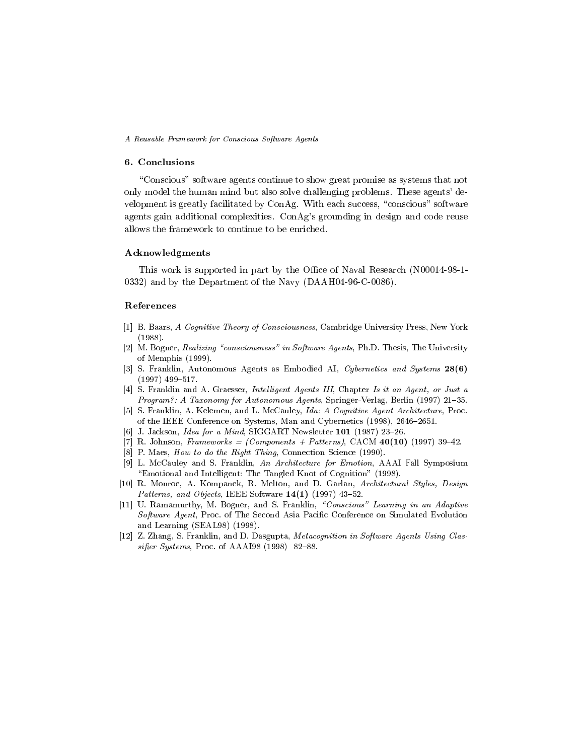## 6. Conclusions

"Conscious" software agents continue to show great promise as systems that not only model the human mind but also solve challenging problems. These agents' development is greatly facilitated by ConAg. With each success, "conscious" software agents gain additional complexities. ConAg's grounding in design and code reuse allows the framework to continue to be enriched.

### Acknowledgments

This work is supported in part by the Office of Naval Research (N00014-98-1-0332) and by the Department of the Navy (DAAH04-96-C-0086).

### References

[1] B. Baars, *A Cognitive Theory of Consciousness*, Cambridge University Press, New York (1988).

[2] M. Bogner, *Realizing "consciousness" in Software Agents*, Ph.D. Thesis, The University of Memphis (1999).

[3] S. Franklin, Autonomous Agents as Embodied AI, *Cybernetics and Systems* **28(6)** (1997) 499–517.

[4] S. Franklin and A. Graesser, *Intelligent Agents III*, Chapter *Is it an Agent, or Just a Program?: A Taxonomy for Autonomous Agents*, Springer-Verlag, Berlin (1997) 21–35.

[5] S. Franklin, A. Kelemen, and L. McCauley, *Ida: A Cognitive Agent Architecture*, Proc. of the IEEE Conference on Systems, Man and Cybernetics (1998), 2646–2651.

[6] J. Jackson, *Idea for a Mind*, SIGGART Newsletter **101** (1987) 23–26.

[7] R. Johnson, *Frameworks = (Components + Patterns)*, CACM **40(10)** (1997) 39–42.

[8] P. Maes, *How to do the Right Thing*, Connection Science (1990).

[9] L. McCauley and S. Franklin, *An Architecture for Emotion*, AAAI Fall Symposium "Emotional and Intelligent: The Tangled Knot of Cognition" (1998).

[10] R. Monroe, A. Kompanek, R. Melton, and D. Garlan, *Architectural Styles, Design Patterns, and Objects*, IEEE Software **14(1)** (1997) 43–52.

[11] U. Ramamurthy, M. Bogner, and S. Franklin, *"Conscious" Learning in an Adaptive Software Agent*, Proc. of The Second Asia Pacific Conference on Simulated Evolution and Learning (SEAL98) (1998).

[12] Z. Zhang, S. Franklin, and D. Dasgupta, *Metacognition in Software Agents Using Classifier Systems*, Proc. of AAAI98 (1998) 82–88.